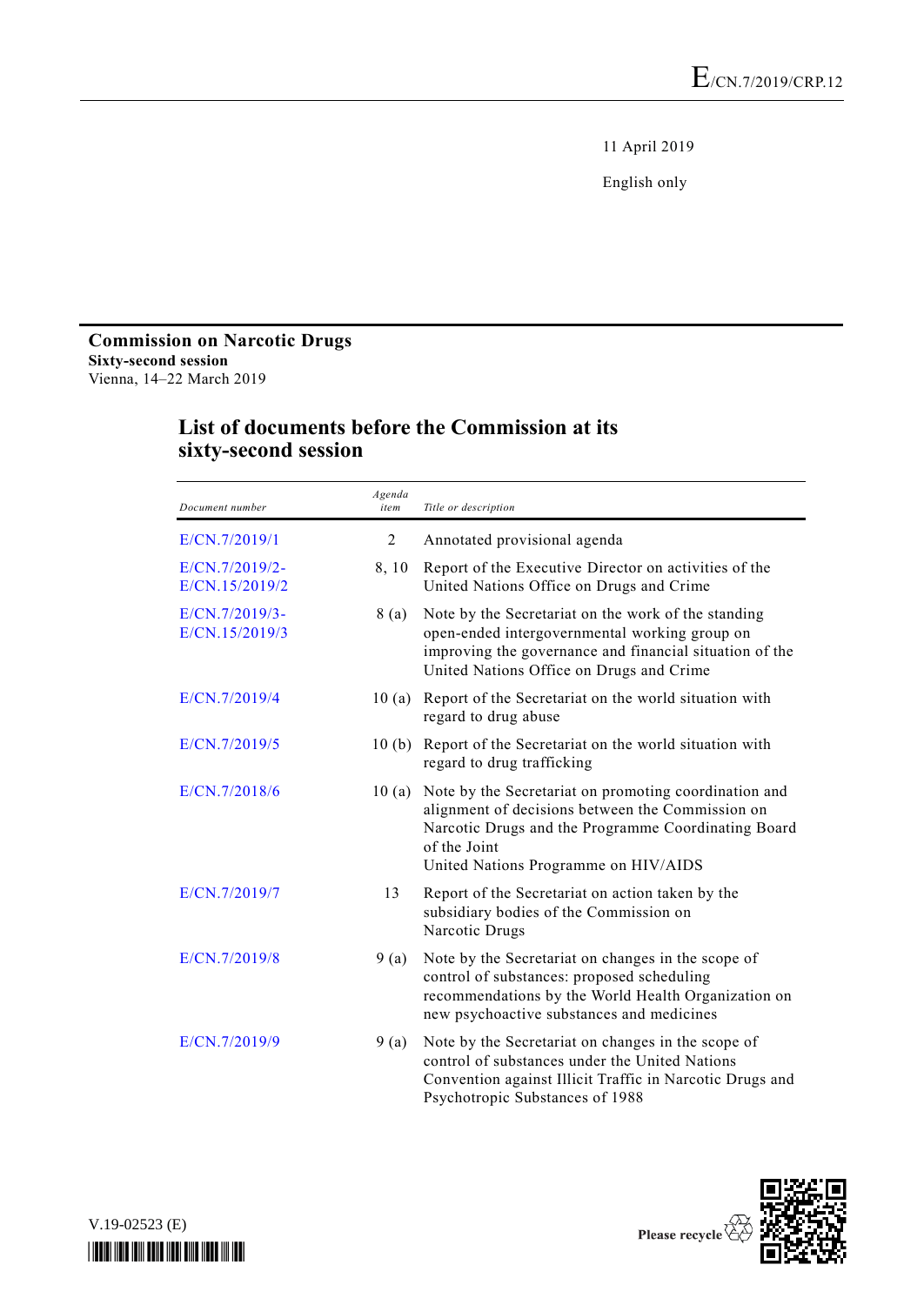E/CN.7/2019/CRP.12

11 April 2019

English only

**Commission on Narcotic Drugs**
**Sixty-second session**
Vienna, 14–22 March 2019

## List of documents before the Commission at its sixty-second session

| *Document number* | *Agenda item* | *Title or description* |
|---|---|---|
| E/CN.7/2019/1 | 2 | Annotated provisional agenda |
| E/CN.7/2019/2-E/CN.15/2019/2 | 8, 10 | Report of the Executive Director on activities of the United Nations Office on Drugs and Crime |
| E/CN.7/2019/3-E/CN.15/2019/3 | 8 (a) | Note by the Secretariat on the work of the standing open-ended intergovernmental working group on improving the governance and financial situation of the United Nations Office on Drugs and Crime |
| E/CN.7/2019/4 | 10 (a) | Report of the Secretariat on the world situation with regard to drug abuse |
| E/CN.7/2019/5 | 10 (b) | Report of the Secretariat on the world situation with regard to drug trafficking |
| E/CN.7/2018/6 | 10 (a) | Note by the Secretariat on promoting coordination and alignment of decisions between the Commission on Narcotic Drugs and the Programme Coordinating Board of the Joint United Nations Programme on HIV/AIDS |
| E/CN.7/2019/7 | 13 | Report of the Secretariat on action taken by the subsidiary bodies of the Commission on Narcotic Drugs |
| E/CN.7/2019/8 | 9 (a) | Note by the Secretariat on changes in the scope of control of substances: proposed scheduling recommendations by the World Health Organization on new psychoactive substances and medicines |
| E/CN.7/2019/9 | 9 (a) | Note by the Secretariat on changes in the scope of control of substances under the United Nations Convention against Illicit Traffic in Narcotic Drugs and Psychotropic Substances of 1988 |

V.19-02523 (E)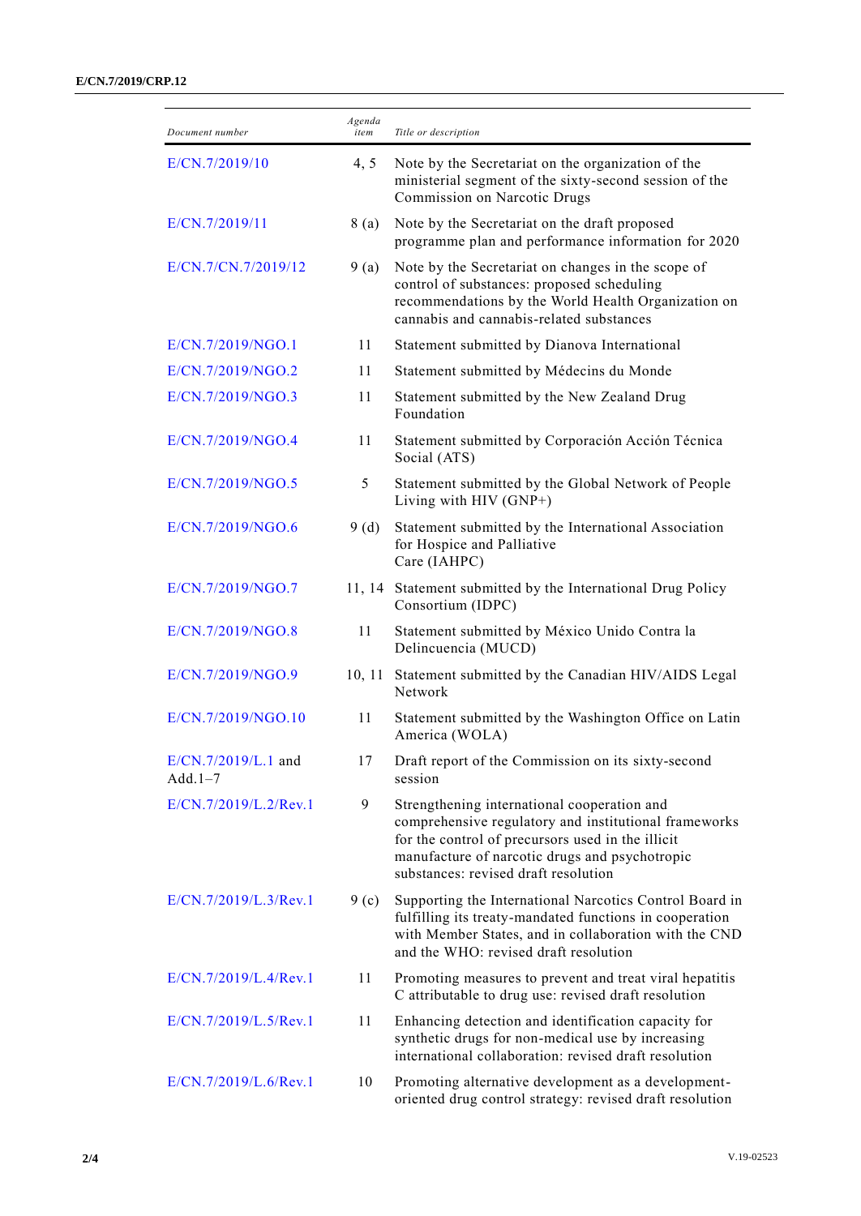| Document number | Agenda item | Title or description |
| --- | --- | --- |
| E/CN.7/2019/10 | 4, 5 | Note by the Secretariat on the organization of the ministerial segment of the sixty-second session of the Commission on Narcotic Drugs |
| E/CN.7/2019/11 | 8 (a) | Note by the Secretariat on the draft proposed programme plan and performance information for 2020 |
| E/CN.7/CN.7/2019/12 | 9 (a) | Note by the Secretariat on changes in the scope of control of substances: proposed scheduling recommendations by the World Health Organization on cannabis and cannabis-related substances |
| E/CN.7/2019/NGO.1 | 11 | Statement submitted by Dianova International |
| E/CN.7/2019/NGO.2 | 11 | Statement submitted by Médecins du Monde |
| E/CN.7/2019/NGO.3 | 11 | Statement submitted by the New Zealand Drug Foundation |
| E/CN.7/2019/NGO.4 | 11 | Statement submitted by Corporación Acción Técnica Social (ATS) |
| E/CN.7/2019/NGO.5 | 5 | Statement submitted by the Global Network of People Living with HIV (GNP+) |
| E/CN.7/2019/NGO.6 | 9 (d) | Statement submitted by the International Association for Hospice and Palliative Care (IAHPC) |
| E/CN.7/2019/NGO.7 | 11, 14 | Statement submitted by the International Drug Policy Consortium (IDPC) |
| E/CN.7/2019/NGO.8 | 11 | Statement submitted by México Unido Contra la Delincuencia (MUCD) |
| E/CN.7/2019/NGO.9 | 10, 11 | Statement submitted by the Canadian HIV/AIDS Legal Network |
| E/CN.7/2019/NGO.10 | 11 | Statement submitted by the Washington Office on Latin America (WOLA) |
| E/CN.7/2019/L.1 and Add.1–7 | 17 | Draft report of the Commission on its sixty-second session |
| E/CN.7/2019/L.2/Rev.1 | 9 | Strengthening international cooperation and comprehensive regulatory and institutional frameworks for the control of precursors used in the illicit manufacture of narcotic drugs and psychotropic substances: revised draft resolution |
| E/CN.7/2019/L.3/Rev.1 | 9 (c) | Supporting the International Narcotics Control Board in fulfilling its treaty-mandated functions in cooperation with Member States, and in collaboration with the CND and the WHO: revised draft resolution |
| E/CN.7/2019/L.4/Rev.1 | 11 | Promoting measures to prevent and treat viral hepatitis C attributable to drug use: revised draft resolution |
| E/CN.7/2019/L.5/Rev.1 | 11 | Enhancing detection and identification capacity for synthetic drugs for non-medical use by increasing international collaboration: revised draft resolution |
| E/CN.7/2019/L.6/Rev.1 | 10 | Promoting alternative development as a development-oriented drug control strategy: revised draft resolution |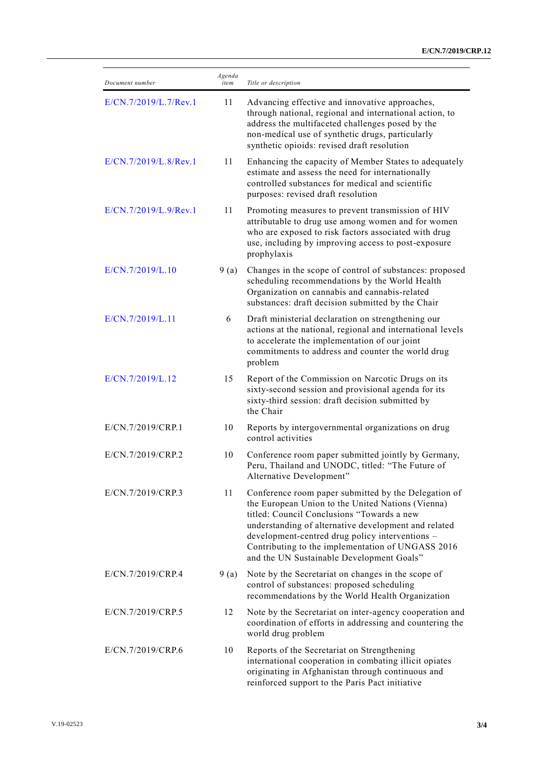| Document number | Agenda item | Title or description |
|---|---|---|
| E/CN.7/2019/L.7/Rev.1 | 11 | Advancing effective and innovative approaches, through national, regional and international action, to address the multifaceted challenges posed by the non-medical use of synthetic drugs, particularly synthetic opioids: revised draft resolution |
| E/CN.7/2019/L.8/Rev.1 | 11 | Enhancing the capacity of Member States to adequately estimate and assess the need for internationally controlled substances for medical and scientific purposes: revised draft resolution |
| E/CN.7/2019/L.9/Rev.1 | 11 | Promoting measures to prevent transmission of HIV attributable to drug use among women and for women who are exposed to risk factors associated with drug use, including by improving access to post-exposure prophylaxis |
| E/CN.7/2019/L.10 | 9 (a) | Changes in the scope of control of substances: proposed scheduling recommendations by the World Health Organization on cannabis and cannabis-related substances: draft decision submitted by the Chair |
| E/CN.7/2019/L.11 | 6 | Draft ministerial declaration on strengthening our actions at the national, regional and international levels to accelerate the implementation of our joint commitments to address and counter the world drug problem |
| E/CN.7/2019/L.12 | 15 | Report of the Commission on Narcotic Drugs on its sixty-second session and provisional agenda for its sixty-third session: draft decision submitted by the Chair |
| E/CN.7/2019/CRP.1 | 10 | Reports by intergovernmental organizations on drug control activities |
| E/CN.7/2019/CRP.2 | 10 | Conference room paper submitted jointly by Germany, Peru, Thailand and UNODC, titled: "The Future of Alternative Development" |
| E/CN.7/2019/CRP.3 | 11 | Conference room paper submitted by the Delegation of the European Union to the United Nations (Vienna) titled: Council Conclusions "Towards a new understanding of alternative development and related development-centred drug policy interventions – Contributing to the implementation of UNGASS 2016 and the UN Sustainable Development Goals" |
| E/CN.7/2019/CRP.4 | 9 (a) | Note by the Secretariat on changes in the scope of control of substances: proposed scheduling recommendations by the World Health Organization |
| E/CN.7/2019/CRP.5 | 12 | Note by the Secretariat on inter-agency cooperation and coordination of efforts in addressing and countering the world drug problem |
| E/CN.7/2019/CRP.6 | 10 | Reports of the Secretariat on Strengthening international cooperation in combating illicit opiates originating in Afghanistan through continuous and reinforced support to the Paris Pact initiative |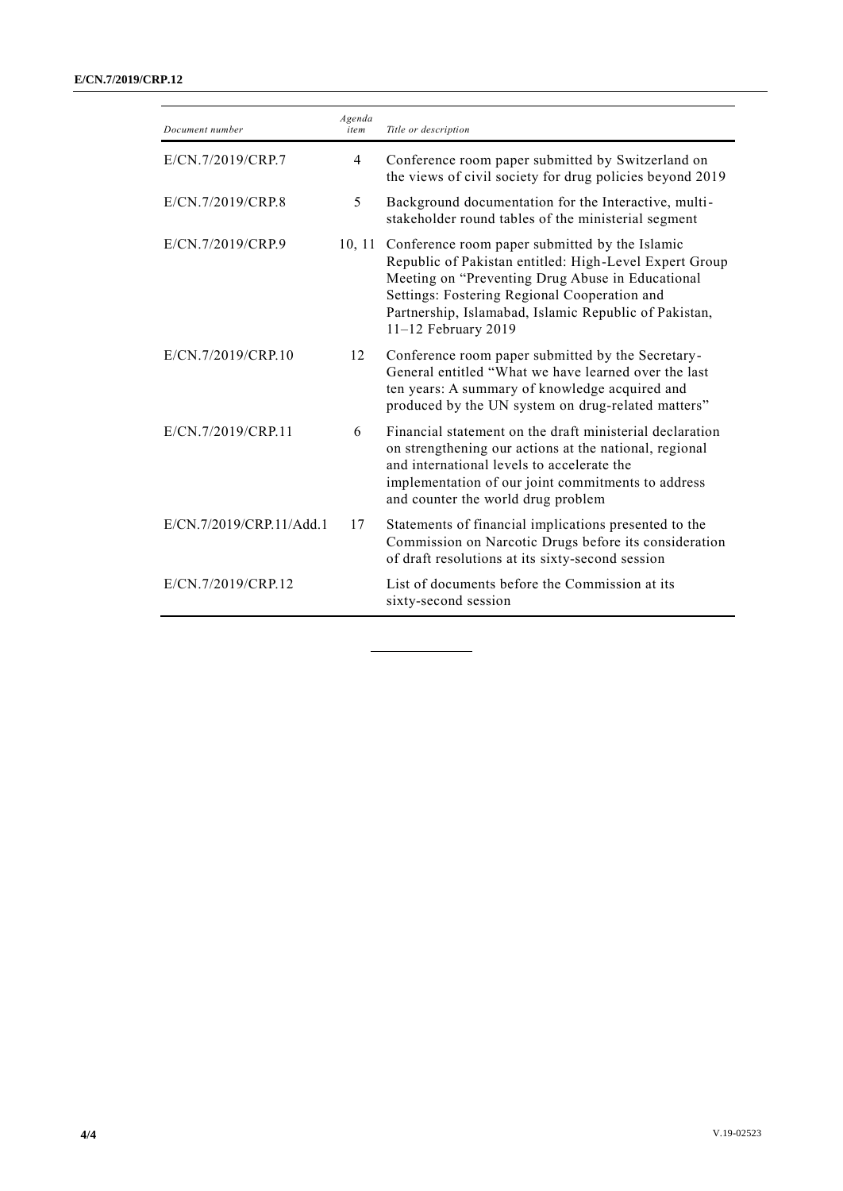| Document number | Agenda item | Title or description |
|---|---|---|
| E/CN.7/2019/CRP.7 | 4 | Conference room paper submitted by Switzerland on the views of civil society for drug policies beyond 2019 |
| E/CN.7/2019/CRP.8 | 5 | Background documentation for the Interactive, multi-stakeholder round tables of the ministerial segment |
| E/CN.7/2019/CRP.9 | 10, 11 | Conference room paper submitted by the Islamic Republic of Pakistan entitled: High-Level Expert Group Meeting on "Preventing Drug Abuse in Educational Settings: Fostering Regional Cooperation and Partnership, Islamabad, Islamic Republic of Pakistan, 11–12 February 2019 |
| E/CN.7/2019/CRP.10 | 12 | Conference room paper submitted by the Secretary-General entitled "What we have learned over the last ten years: A summary of knowledge acquired and produced by the UN system on drug-related matters" |
| E/CN.7/2019/CRP.11 | 6 | Financial statement on the draft ministerial declaration on strengthening our actions at the national, regional and international levels to accelerate the implementation of our joint commitments to address and counter the world drug problem |
| E/CN.7/2019/CRP.11/Add.1 | 17 | Statements of financial implications presented to the Commission on Narcotic Drugs before its consideration of draft resolutions at its sixty-second session |
| E/CN.7/2019/CRP.12 | | List of documents before the Commission at its sixty-second session |